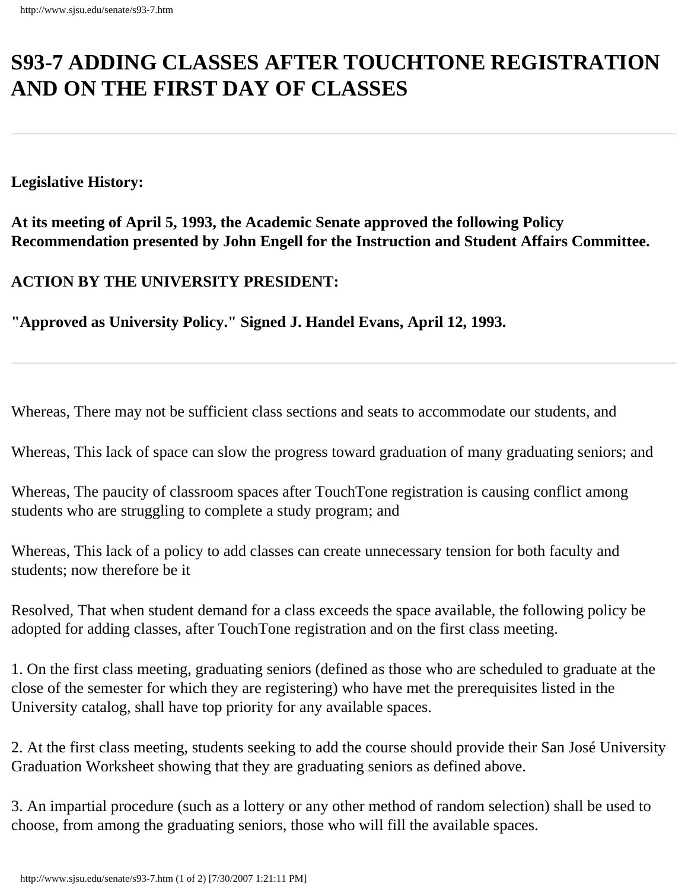# S93-7 ADDING CLASSES AFTER TOUCHTONE REGISTRATION AND ON THE FIRST DAY OF CLASSES

---

**Legislative History:**

**At its meeting of April 5, 1993, the Academic Senate approved the following Policy Recommendation presented by John Engell for the Instruction and Student Affairs Committee.**

**ACTION BY THE UNIVERSITY PRESIDENT:**

**"Approved as University Policy." Signed J. Handel Evans, April 12, 1993.**

---

Whereas, There may not be sufficient class sections and seats to accommodate our students, and

Whereas, This lack of space can slow the progress toward graduation of many graduating seniors; and

Whereas, The paucity of classroom spaces after TouchTone registration is causing conflict among students who are struggling to complete a study program; and

Whereas, This lack of a policy to add classes can create unnecessary tension for both faculty and students; now therefore be it

Resolved, That when student demand for a class exceeds the space available, the following policy be adopted for adding classes, after TouchTone registration and on the first class meeting.

1. On the first class meeting, graduating seniors (defined as those who are scheduled to graduate at the close of the semester for which they are registering) who have met the prerequisites listed in the University catalog, shall have top priority for any available spaces.

2. At the first class meeting, students seeking to add the course should provide their San José University Graduation Worksheet showing that they are graduating seniors as defined above.

3. An impartial procedure (such as a lottery or any other method of random selection) shall be used to choose, from among the graduating seniors, those who will fill the available spaces.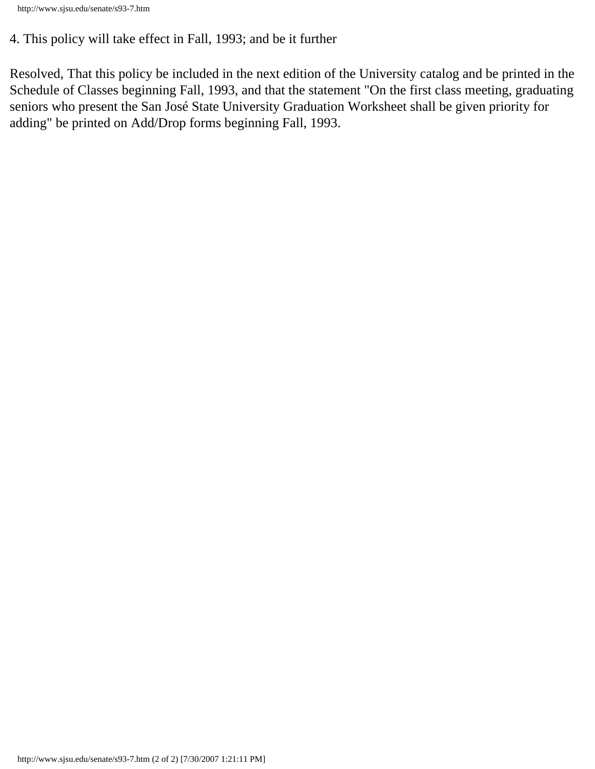4. This policy will take effect in Fall, 1993; and be it further

Resolved, That this policy be included in the next edition of the University catalog and be printed in the Schedule of Classes beginning Fall, 1993, and that the statement "On the first class meeting, graduating seniors who present the San José State University Graduation Worksheet shall be given priority for adding" be printed on Add/Drop forms beginning Fall, 1993.